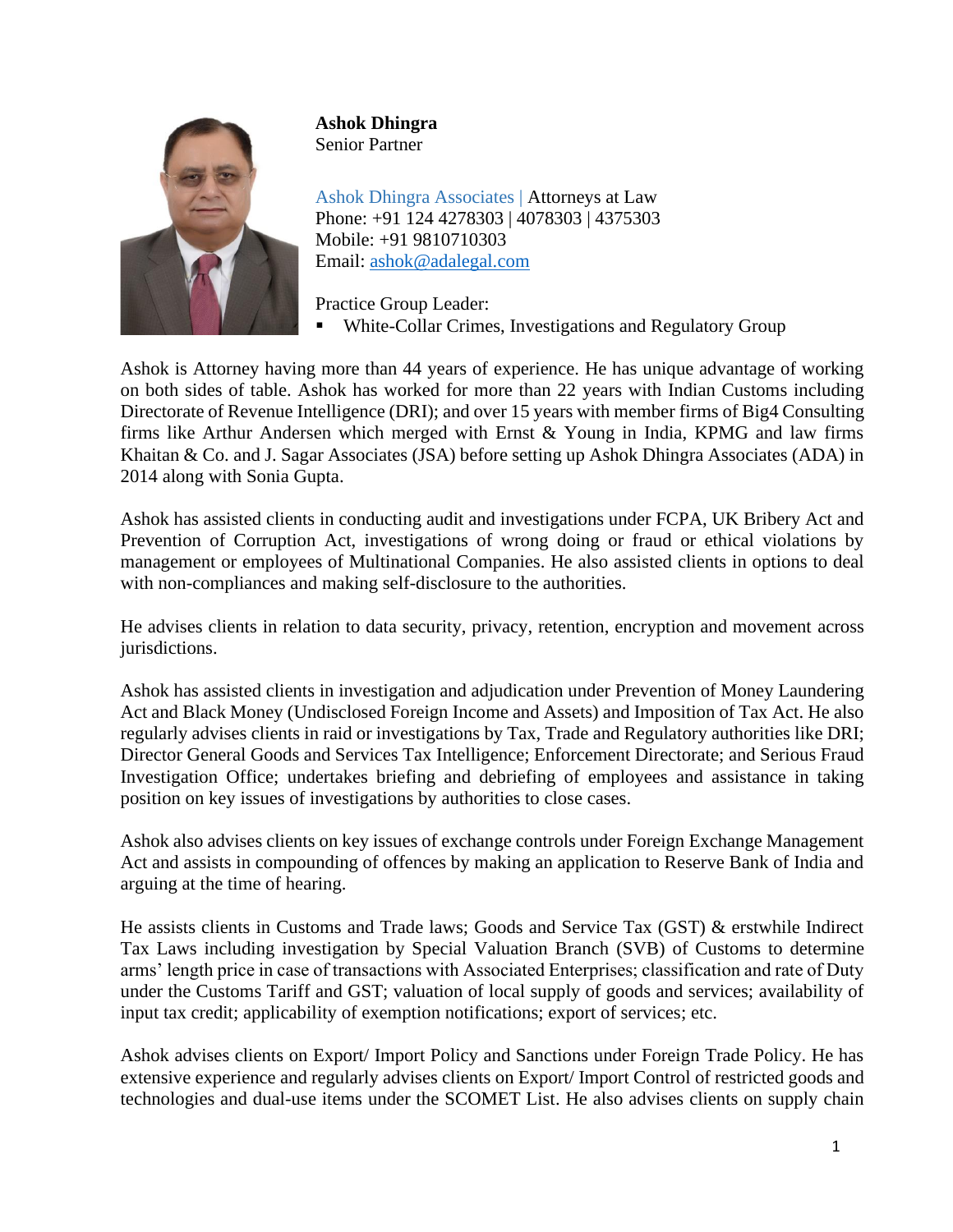**Ashok Dhingra**
Senior Partner

Ashok Dhingra Associates | Attorneys at Law
Phone: +91 124 4278303 | 4078303 | 4375303
Mobile: +91 9810710303
Email: ashok@adalegal.com

Practice Group Leader:

- White-Collar Crimes, Investigations and Regulatory Group

Ashok is Attorney having more than 44 years of experience. He has unique advantage of working on both sides of table. Ashok has worked for more than 22 years with Indian Customs including Directorate of Revenue Intelligence (DRI); and over 15 years with member firms of Big4 Consulting firms like Arthur Andersen which merged with Ernst & Young in India, KPMG and law firms Khaitan & Co. and J. Sagar Associates (JSA) before setting up Ashok Dhingra Associates (ADA) in 2014 along with Sonia Gupta.

Ashok has assisted clients in conducting audit and investigations under FCPA, UK Bribery Act and Prevention of Corruption Act, investigations of wrong doing or fraud or ethical violations by management or employees of Multinational Companies. He also assisted clients in options to deal with non-compliances and making self-disclosure to the authorities.

He advises clients in relation to data security, privacy, retention, encryption and movement across jurisdictions.

Ashok has assisted clients in investigation and adjudication under Prevention of Money Laundering Act and Black Money (Undisclosed Foreign Income and Assets) and Imposition of Tax Act. He also regularly advises clients in raid or investigations by Tax, Trade and Regulatory authorities like DRI; Director General Goods and Services Tax Intelligence; Enforcement Directorate; and Serious Fraud Investigation Office; undertakes briefing and debriefing of employees and assistance in taking position on key issues of investigations by authorities to close cases.

Ashok also advises clients on key issues of exchange controls under Foreign Exchange Management Act and assists in compounding of offences by making an application to Reserve Bank of India and arguing at the time of hearing.

He assists clients in Customs and Trade laws; Goods and Service Tax (GST) & erstwhile Indirect Tax Laws including investigation by Special Valuation Branch (SVB) of Customs to determine arms' length price in case of transactions with Associated Enterprises; classification and rate of Duty under the Customs Tariff and GST; valuation of local supply of goods and services; availability of input tax credit; applicability of exemption notifications; export of services; etc.

Ashok advises clients on Export/ Import Policy and Sanctions under Foreign Trade Policy. He has extensive experience and regularly advises clients on Export/ Import Control of restricted goods and technologies and dual-use items under the SCOMET List. He also advises clients on supply chain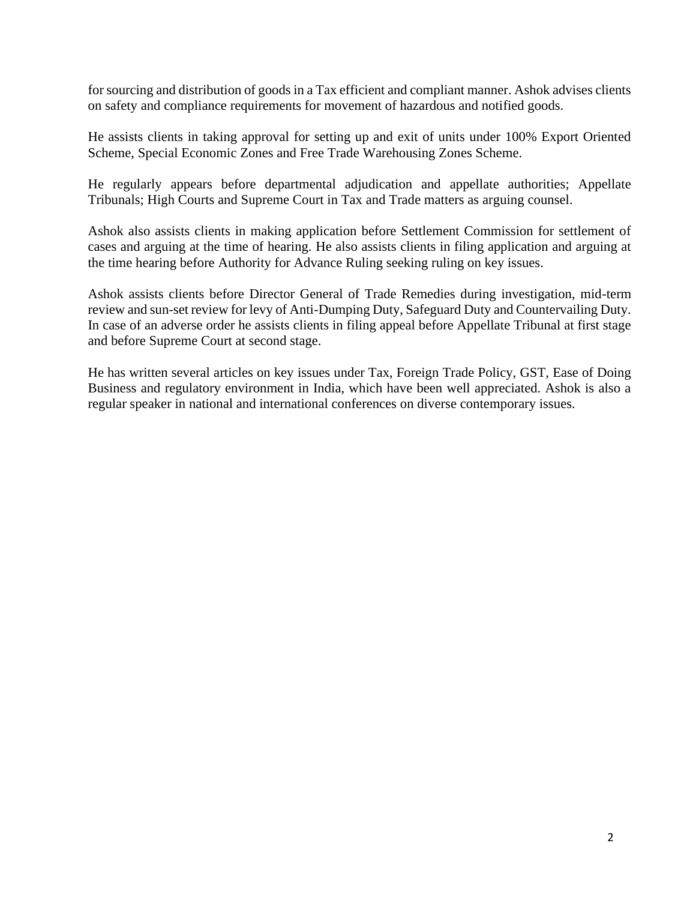for sourcing and distribution of goods in a Tax efficient and compliant manner. Ashok advises clients on safety and compliance requirements for movement of hazardous and notified goods.

He assists clients in taking approval for setting up and exit of units under 100% Export Oriented Scheme, Special Economic Zones and Free Trade Warehousing Zones Scheme.

He regularly appears before departmental adjudication and appellate authorities; Appellate Tribunals; High Courts and Supreme Court in Tax and Trade matters as arguing counsel.

Ashok also assists clients in making application before Settlement Commission for settlement of cases and arguing at the time of hearing. He also assists clients in filing application and arguing at the time hearing before Authority for Advance Ruling seeking ruling on key issues.

Ashok assists clients before Director General of Trade Remedies during investigation, mid-term review and sun-set review for levy of Anti-Dumping Duty, Safeguard Duty and Countervailing Duty. In case of an adverse order he assists clients in filing appeal before Appellate Tribunal at first stage and before Supreme Court at second stage.

He has written several articles on key issues under Tax, Foreign Trade Policy, GST, Ease of Doing Business and regulatory environment in India, which have been well appreciated. Ashok is also a regular speaker in national and international conferences on diverse contemporary issues.